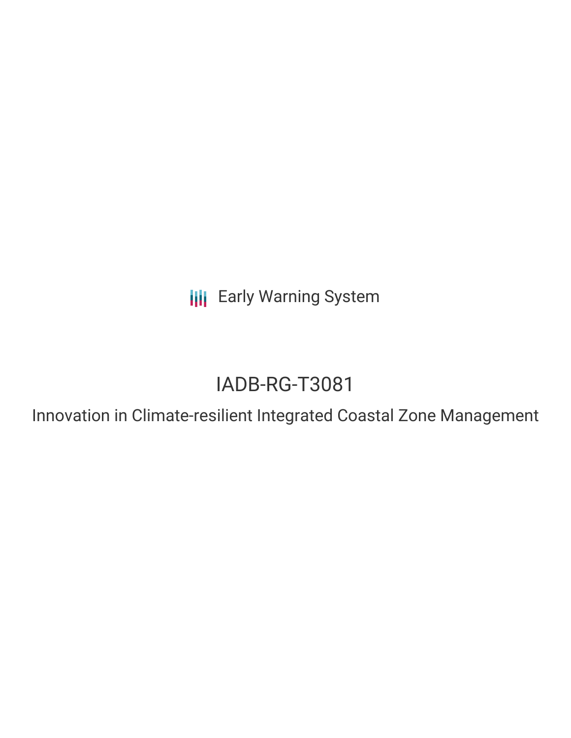Early Warning System

# IADB-RG-T3081

## Innovation in Climate-resilient Integrated Coastal Zone Management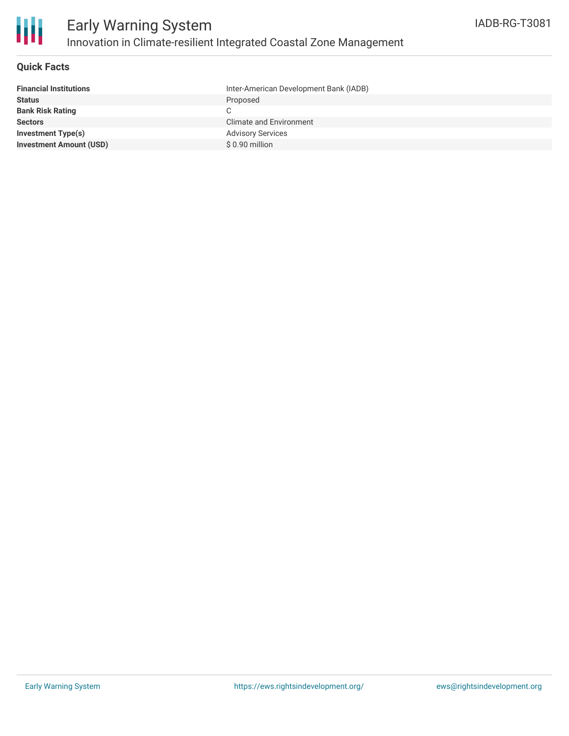# Early Warning System

## Innovation in Climate-resilient Integrated Coastal Zone Management

IADB-RG-T3081

### Quick Facts

| | |
|---|---|
| **Financial Institutions** | Inter-American Development Bank (IADB) |
| **Status** | Proposed |
| **Bank Risk Rating** | C |
| **Sectors** | Climate and Environment |
| **Investment Type(s)** | Advisory Services |
| **Investment Amount (USD)** | $ 0.90 million |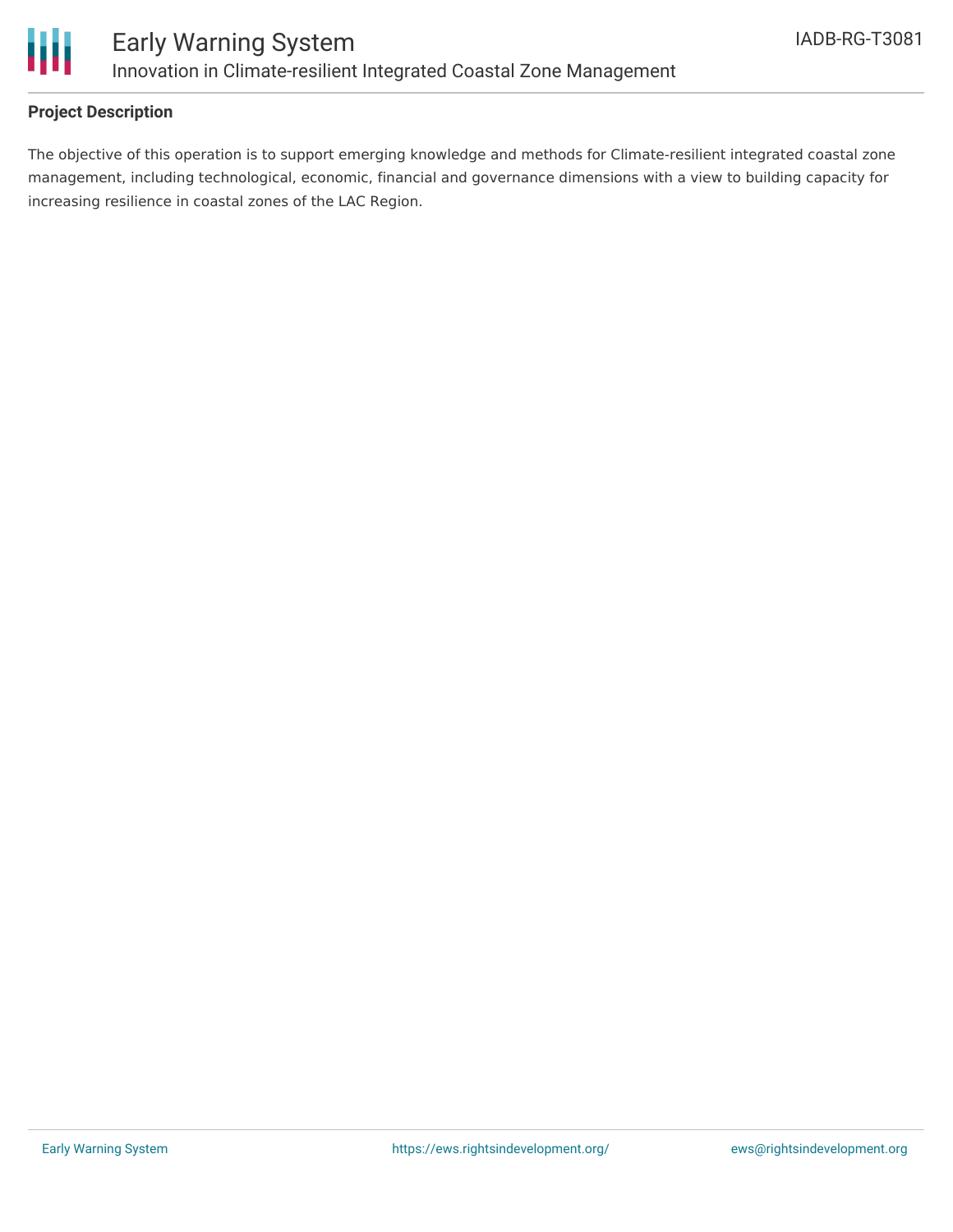**Project Description**

The objective of this operation is to support emerging knowledge and methods for Climate-resilient integrated coastal zone management, including technological, economic, financial and governance dimensions with a view to building capacity for increasing resilience in coastal zones of the LAC Region.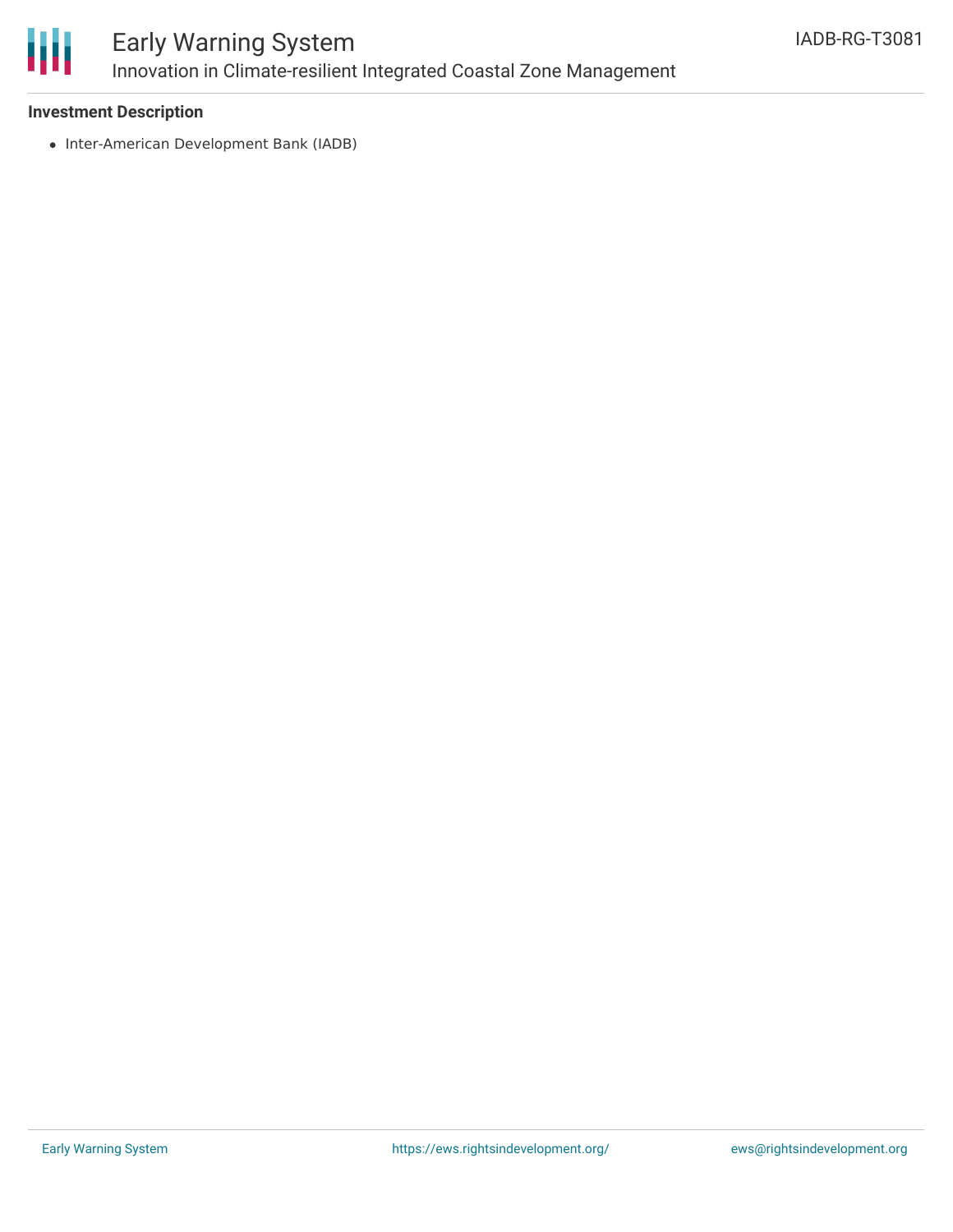### Investment Description

- Inter-American Development Bank (IADB)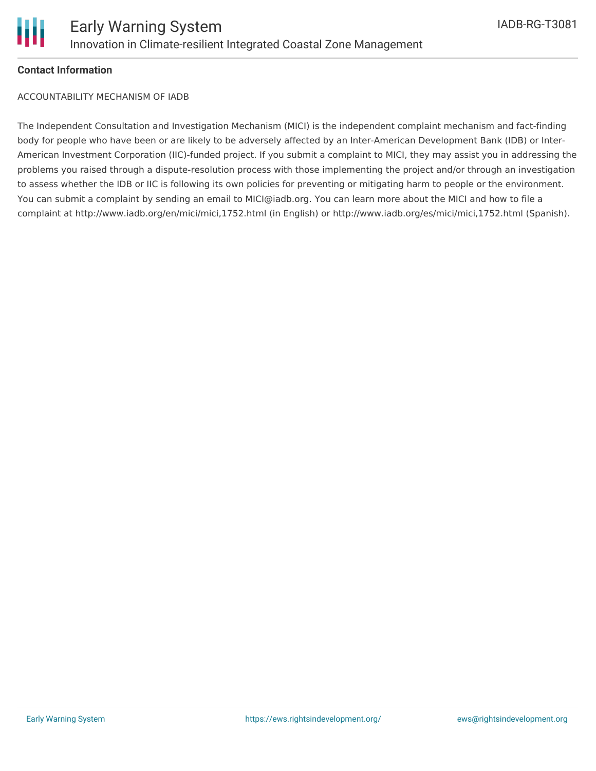**Contact Information**

ACCOUNTABILITY MECHANISM OF IADB

The Independent Consultation and Investigation Mechanism (MICI) is the independent complaint mechanism and fact-finding body for people who have been or are likely to be adversely affected by an Inter-American Development Bank (IDB) or Inter-American Investment Corporation (IIC)-funded project. If you submit a complaint to MICI, they may assist you in addressing the problems you raised through a dispute-resolution process with those implementing the project and/or through an investigation to assess whether the IDB or IIC is following its own policies for preventing or mitigating harm to people or the environment. You can submit a complaint by sending an email to MICI@iadb.org. You can learn more about the MICI and how to file a complaint at http://www.iadb.org/en/mici/mici,1752.html (in English) or http://www.iadb.org/es/mici/mici,1752.html (Spanish).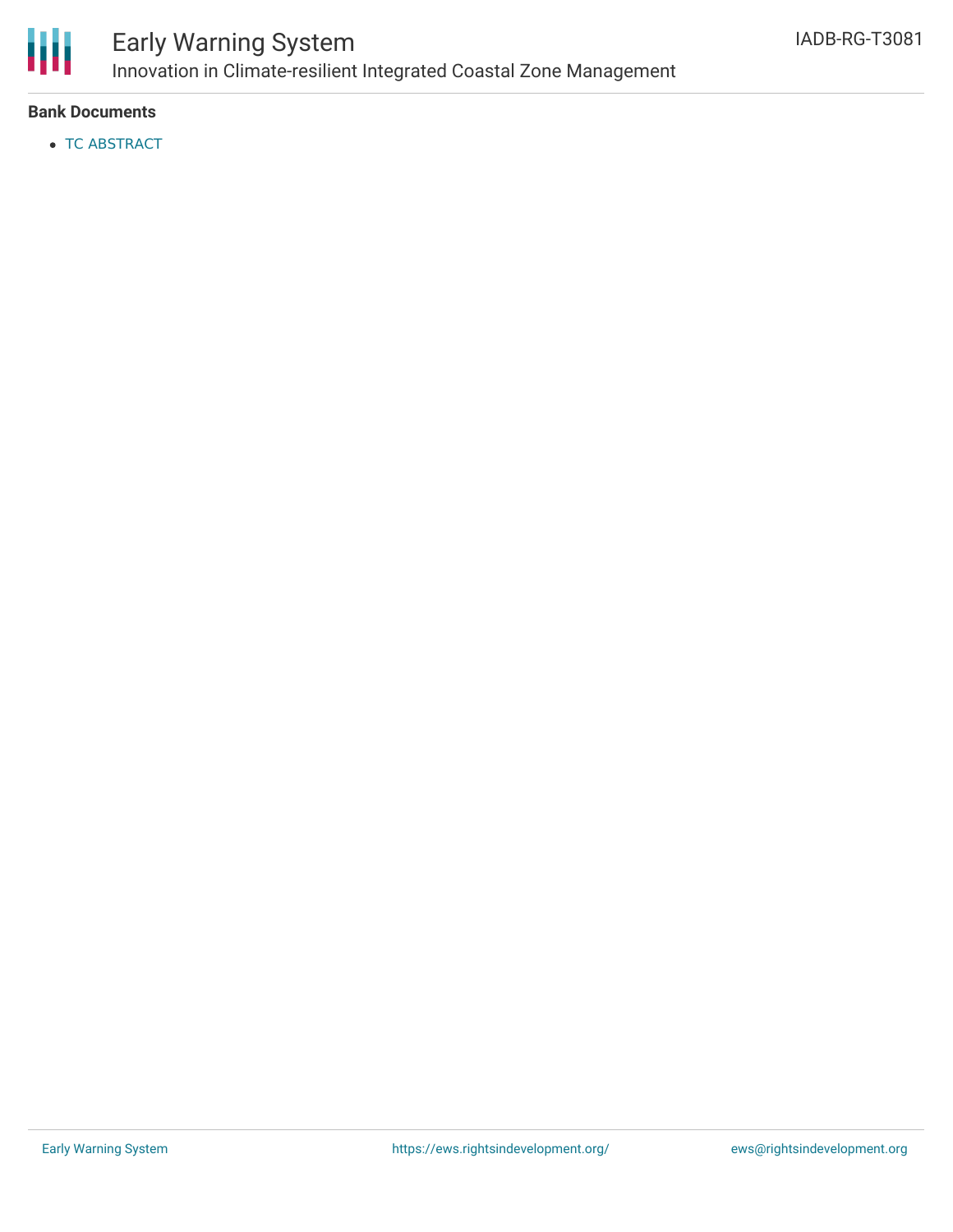**Bank Documents**

- TC ABSTRACT